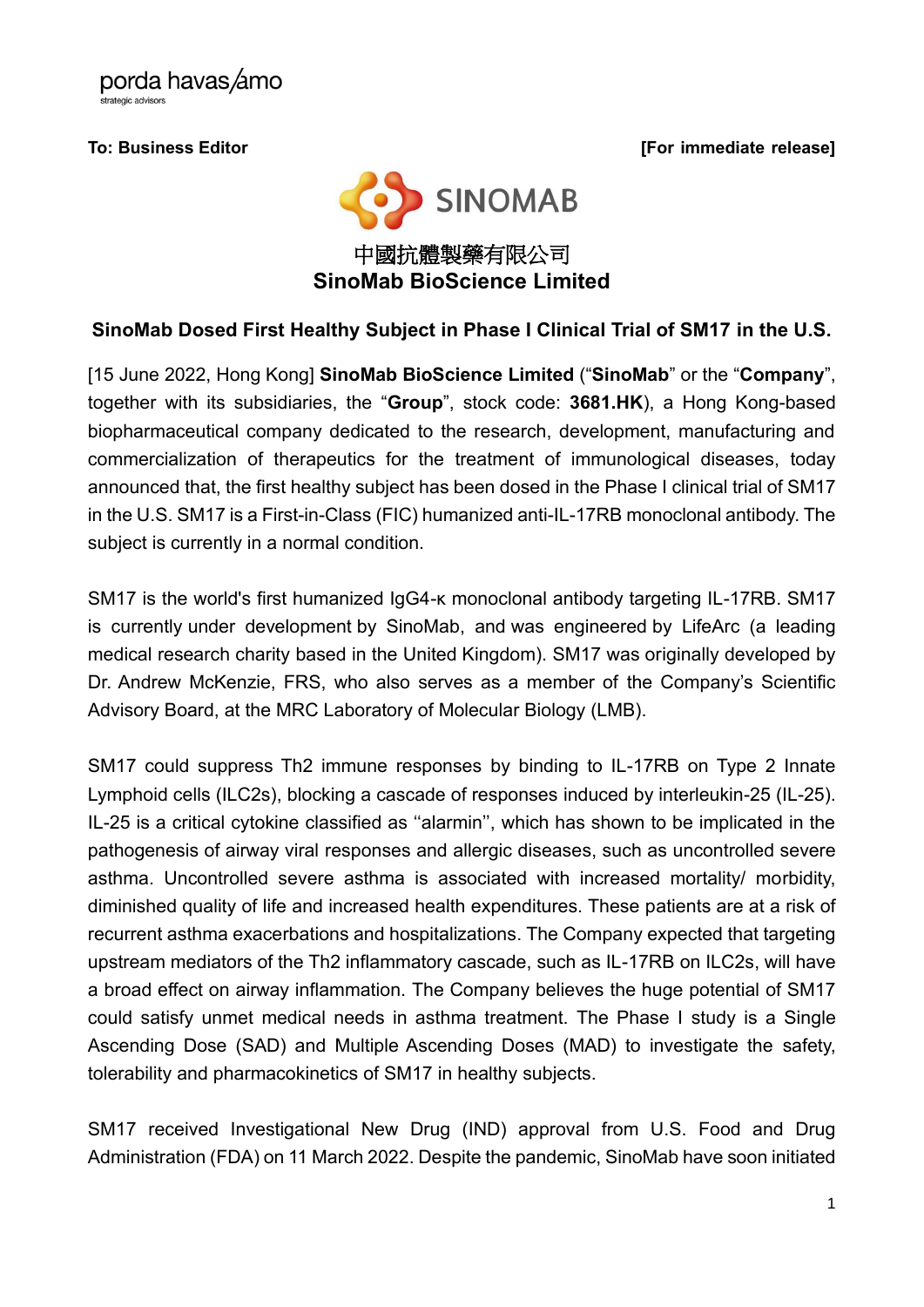porda havas/amo
strategic advisors

**To: Business Editor** **[For immediate release]**

SINOMAB

中國抗體製藥有限公司
**SinoMab BioScience Limited**

## SinoMab Dosed First Healthy Subject in Phase I Clinical Trial of SM17 in the U.S.

[15 June 2022, Hong Kong] **SinoMab BioScience Limited** ("**SinoMab**" or the "**Company**", together with its subsidiaries, the "**Group**", stock code: **3681.HK**), a Hong Kong-based biopharmaceutical company dedicated to the research, development, manufacturing and commercialization of therapeutics for the treatment of immunological diseases, today announced that, the first healthy subject has been dosed in the Phase I clinical trial of SM17 in the U.S. SM17 is a First-in-Class (FIC) humanized anti-IL-17RB monoclonal antibody. The subject is currently in a normal condition.

SM17 is the world's first humanized IgG4-κ monoclonal antibody targeting IL-17RB. SM17 is currently under development by SinoMab, and was engineered by LifeArc (a leading medical research charity based in the United Kingdom). SM17 was originally developed by Dr. Andrew McKenzie, FRS, who also serves as a member of the Company's Scientific Advisory Board, at the MRC Laboratory of Molecular Biology (LMB).

SM17 could suppress Th2 immune responses by binding to IL-17RB on Type 2 Innate Lymphoid cells (ILC2s), blocking a cascade of responses induced by interleukin-25 (IL-25). IL-25 is a critical cytokine classified as ''alarmin'', which has shown to be implicated in the pathogenesis of airway viral responses and allergic diseases, such as uncontrolled severe asthma. Uncontrolled severe asthma is associated with increased mortality/ morbidity, diminished quality of life and increased health expenditures. These patients are at a risk of recurrent asthma exacerbations and hospitalizations. The Company expected that targeting upstream mediators of the Th2 inflammatory cascade, such as IL-17RB on ILC2s, will have a broad effect on airway inflammation. The Company believes the huge potential of SM17 could satisfy unmet medical needs in asthma treatment. The Phase I study is a Single Ascending Dose (SAD) and Multiple Ascending Doses (MAD) to investigate the safety, tolerability and pharmacokinetics of SM17 in healthy subjects.

SM17 received Investigational New Drug (IND) approval from U.S. Food and Drug Administration (FDA) on 11 March 2022. Despite the pandemic, SinoMab have soon initiated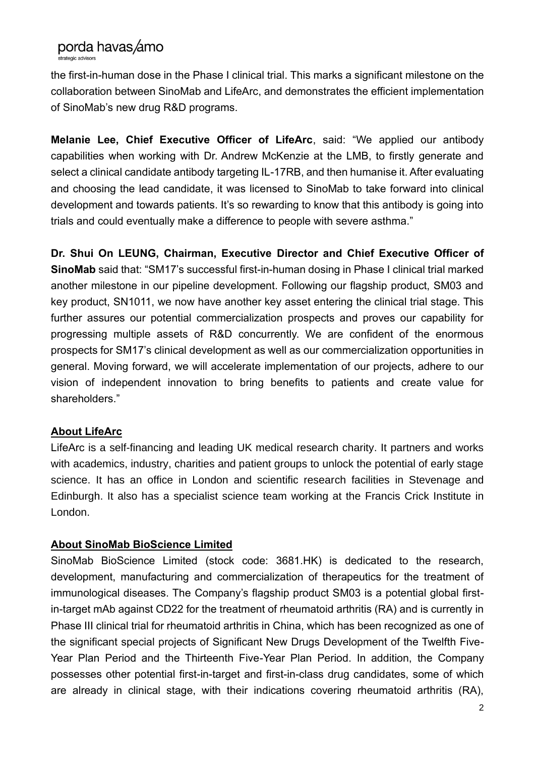the first-in-human dose in the Phase I clinical trial. This marks a significant milestone on the collaboration between SinoMab and LifeArc, and demonstrates the efficient implementation of SinoMab's new drug R&D programs.

**Melanie Lee, Chief Executive Officer of LifeArc**, said: "We applied our antibody capabilities when working with Dr. Andrew McKenzie at the LMB, to firstly generate and select a clinical candidate antibody targeting IL-17RB, and then humanise it. After evaluating and choosing the lead candidate, it was licensed to SinoMab to take forward into clinical development and towards patients. It's so rewarding to know that this antibody is going into trials and could eventually make a difference to people with severe asthma."

**Dr. Shui On LEUNG, Chairman, Executive Director and Chief Executive Officer of SinoMab** said that: "SM17's successful first-in-human dosing in Phase I clinical trial marked another milestone in our pipeline development. Following our flagship product, SM03 and key product, SN1011, we now have another key asset entering the clinical trial stage. This further assures our potential commercialization prospects and proves our capability for progressing multiple assets of R&D concurrently. We are confident of the enormous prospects for SM17's clinical development as well as our commercialization opportunities in general. Moving forward, we will accelerate implementation of our projects, adhere to our vision of independent innovation to bring benefits to patients and create value for shareholders."

## About LifeArc

LifeArc is a self-financing and leading UK medical research charity. It partners and works with academics, industry, charities and patient groups to unlock the potential of early stage science. It has an office in London and scientific research facilities in Stevenage and Edinburgh. It also has a specialist science team working at the Francis Crick Institute in London.

## About SinoMab BioScience Limited

SinoMab BioScience Limited (stock code: 3681.HK) is dedicated to the research, development, manufacturing and commercialization of therapeutics for the treatment of immunological diseases. The Company's flagship product SM03 is a potential global first-in-target mAb against CD22 for the treatment of rheumatoid arthritis (RA) and is currently in Phase III clinical trial for rheumatoid arthritis in China, which has been recognized as one of the significant special projects of Significant New Drugs Development of the Twelfth Five-Year Plan Period and the Thirteenth Five-Year Plan Period. In addition, the Company possesses other potential first-in-target and first-in-class drug candidates, some of which are already in clinical stage, with their indications covering rheumatoid arthritis (RA),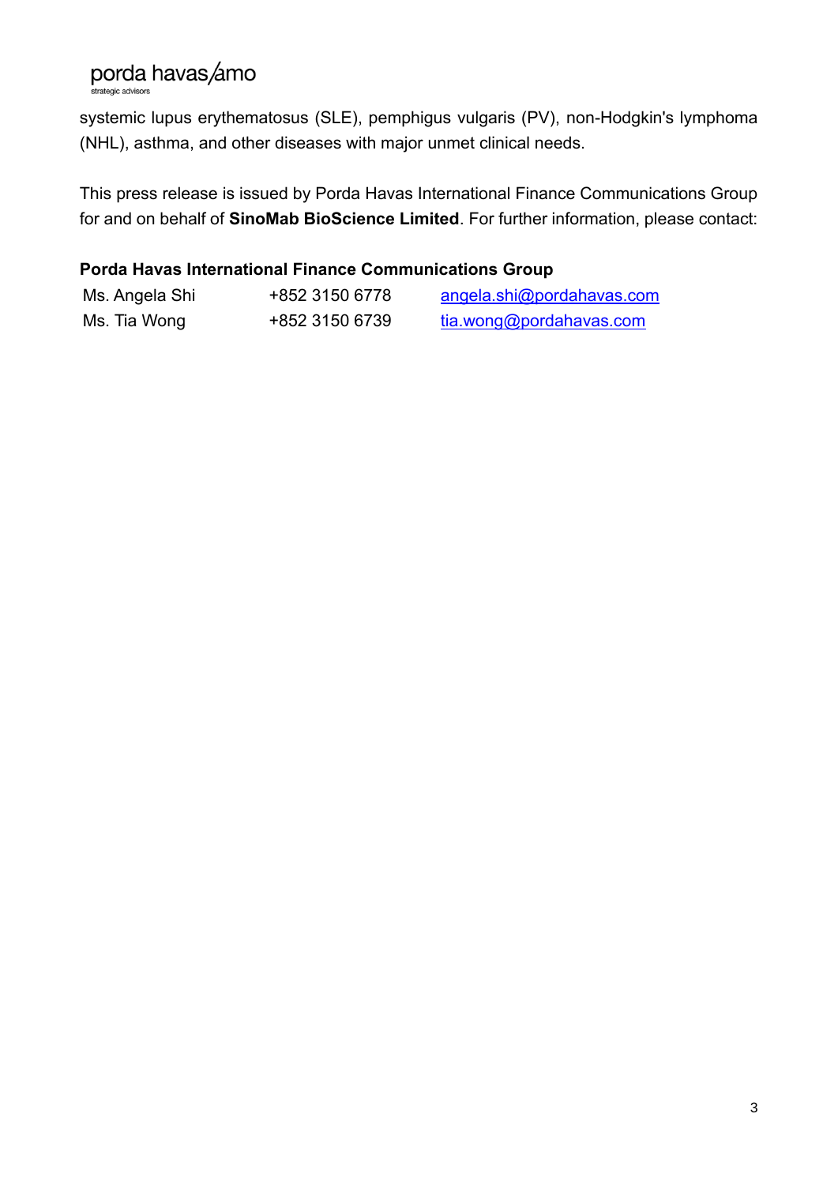systemic lupus erythematosus (SLE), pemphigus vulgaris (PV), non-Hodgkin's lymphoma (NHL), asthma, and other diseases with major unmet clinical needs.

This press release is issued by Porda Havas International Finance Communications Group for and on behalf of **SinoMab BioScience Limited**. For further information, please contact:

**Porda Havas International Finance Communications Group**

| | | |
|---|---|---|
| Ms. Angela Shi | +852 3150 6778 | angela.shi@pordahavas.com |
| Ms. Tia Wong | +852 3150 6739 | tia.wong@pordahavas.com |